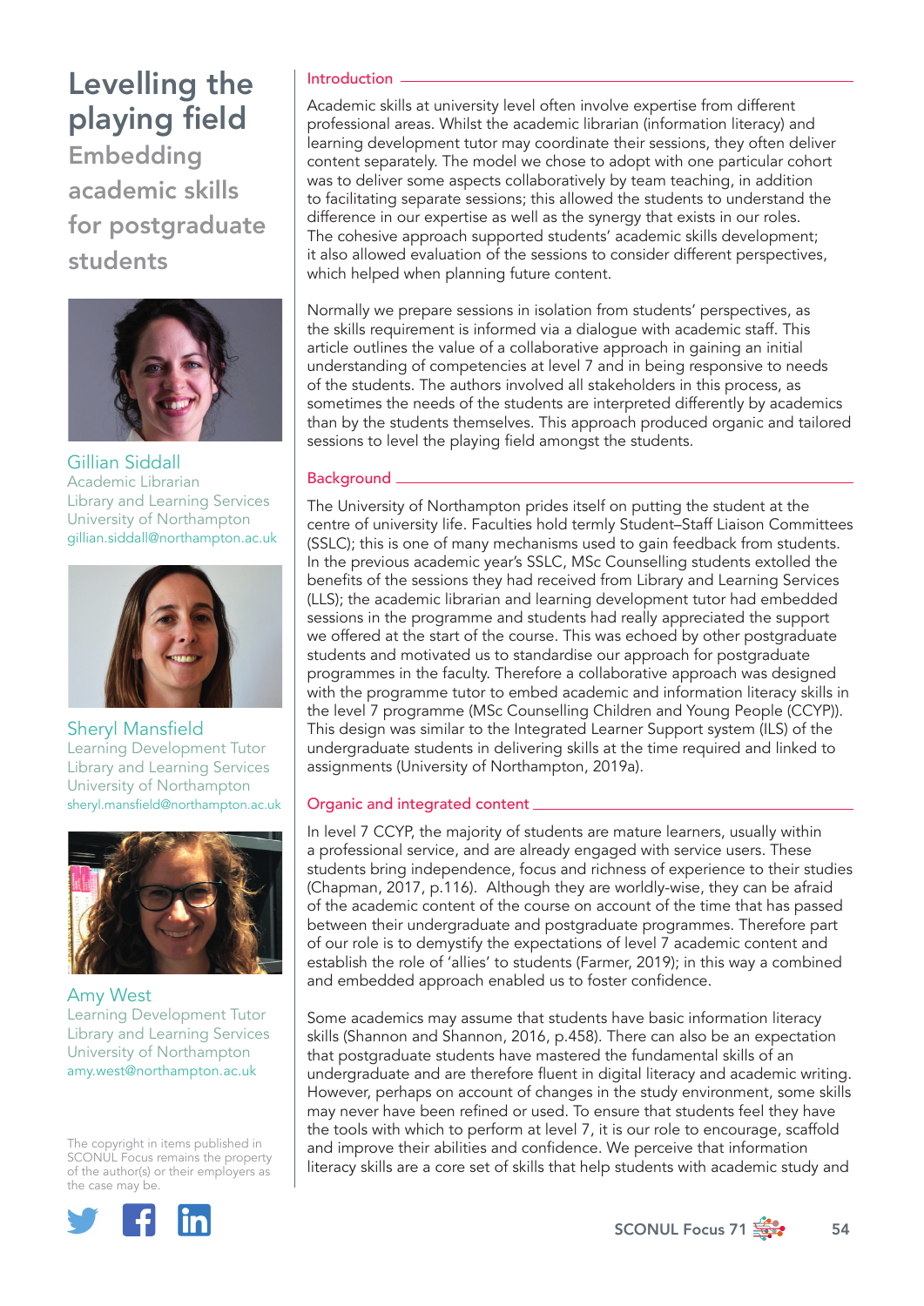# Levelling the playing field

## Embedding academic skills for postgraduate students

Gillian Siddall
Academic Librarian
Library and Learning Services
University of Northampton
gillian.siddall@northampton.ac.uk

Sheryl Mansfield
Learning Development Tutor
Library and Learning Services
University of Northampton
sheryl.mansfield@northampton.ac.uk

Amy West
Learning Development Tutor
Library and Learning Services
University of Northampton
amy.west@northampton.ac.uk

The copyright in items published in SCONUL Focus remains the property of the author(s) or their employers as the case may be.

### Introduction

Academic skills at university level often involve expertise from different professional areas. Whilst the academic librarian (information literacy) and learning development tutor may coordinate their sessions, they often deliver content separately. The model we chose to adopt with one particular cohort was to deliver some aspects collaboratively by team teaching, in addition to facilitating separate sessions; this allowed the students to understand the difference in our expertise as well as the synergy that exists in our roles. The cohesive approach supported students' academic skills development; it also allowed evaluation of the sessions to consider different perspectives, which helped when planning future content.

Normally we prepare sessions in isolation from students' perspectives, as the skills requirement is informed via a dialogue with academic staff. This article outlines the value of a collaborative approach in gaining an initial understanding of competencies at level 7 and in being responsive to needs of the students. The authors involved all stakeholders in this process, as sometimes the needs of the students are interpreted differently by academics than by the students themselves. This approach produced organic and tailored sessions to level the playing field amongst the students.

### Background

The University of Northampton prides itself on putting the student at the centre of university life. Faculties hold termly Student–Staff Liaison Committees (SSLC); this is one of many mechanisms used to gain feedback from students. In the previous academic year's SSLC, MSc Counselling students extolled the benefits of the sessions they had received from Library and Learning Services (LLS); the academic librarian and learning development tutor had embedded sessions in the programme and students had really appreciated the support we offered at the start of the course. This was echoed by other postgraduate students and motivated us to standardise our approach for postgraduate programmes in the faculty. Therefore a collaborative approach was designed with the programme tutor to embed academic and information literacy skills in the level 7 programme (MSc Counselling Children and Young People (CCYP)). This design was similar to the Integrated Learner Support system (ILS) of the undergraduate students in delivering skills at the time required and linked to assignments (University of Northampton, 2019a).

### Organic and integrated content

In level 7 CCYP, the majority of students are mature learners, usually within a professional service, and are already engaged with service users. These students bring independence, focus and richness of experience to their studies (Chapman, 2017, p.116). Although they are worldly-wise, they can be afraid of the academic content of the course on account of the time that has passed between their undergraduate and postgraduate programmes. Therefore part of our role is to demystify the expectations of level 7 academic content and establish the role of 'allies' to students (Farmer, 2019); in this way a combined and embedded approach enabled us to foster confidence.

Some academics may assume that students have basic information literacy skills (Shannon and Shannon, 2016, p.458). There can also be an expectation that postgraduate students have mastered the fundamental skills of an undergraduate and are therefore fluent in digital literacy and academic writing. However, perhaps on account of changes in the study environment, some skills may never have been refined or used. To ensure that students feel they have the tools with which to perform at level 7, it is our role to encourage, scaffold and improve their abilities and confidence. We perceive that information literacy skills are a core set of skills that help students with academic study and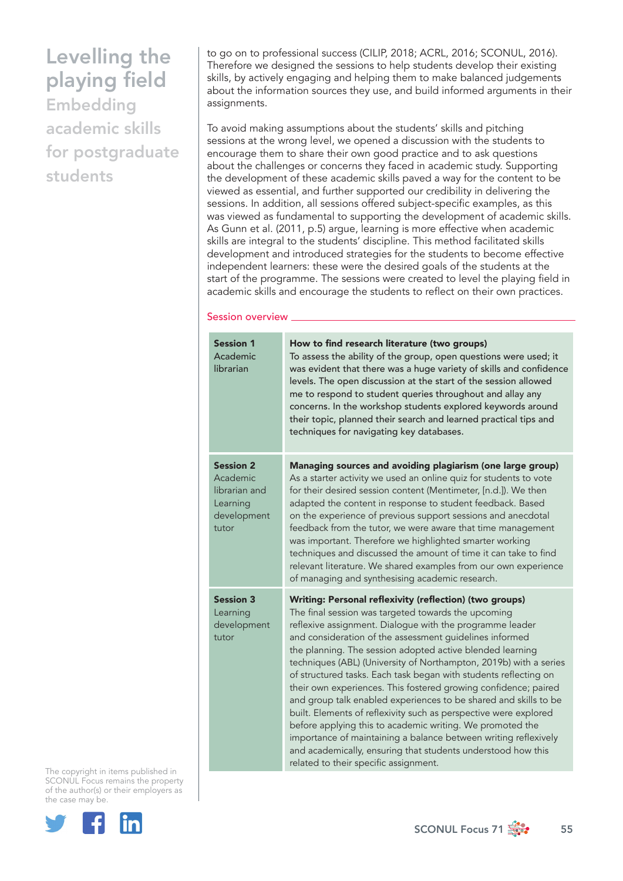to go on to professional success (CILIP, 2018; ACRL, 2016; SCONUL, 2016). Therefore we designed the sessions to help students develop their existing skills, by actively engaging and helping them to make balanced judgements about the information sources they use, and build informed arguments in their assignments.

To avoid making assumptions about the students' skills and pitching sessions at the wrong level, we opened a discussion with the students to encourage them to share their own good practice and to ask questions about the challenges or concerns they faced in academic study. Supporting the development of these academic skills paved a way for the content to be viewed as essential, and further supported our credibility in delivering the sessions. In addition, all sessions offered subject-specific examples, as this was viewed as fundamental to supporting the development of academic skills. As Gunn et al. (2011, p.5) argue, learning is more effective when academic skills are integral to the students' discipline. This method facilitated skills development and introduced strategies for the students to become effective independent learners: these were the desired goals of the students at the start of the programme. The sessions were created to level the playing field in academic skills and encourage the students to reflect on their own practices.

## Session overview

| | |
|---|---|
| **Session 1** Academic librarian | **How to find research literature (two groups)** To assess the ability of the group, open questions were used; it was evident that there was a huge variety of skills and confidence levels. The open discussion at the start of the session allowed me to respond to student queries throughout and allay any concerns. In the workshop students explored keywords around their topic, planned their search and learned practical tips and techniques for navigating key databases. |
| **Session 2** Academic librarian and Learning development tutor | **Managing sources and avoiding plagiarism (one large group)** As a starter activity we used an online quiz for students to vote for their desired session content (Mentimeter, [n.d.]). We then adapted the content in response to student feedback. Based on the experience of previous support sessions and anecdotal feedback from the tutor, we were aware that time management was important. Therefore we highlighted smarter working techniques and discussed the amount of time it can take to find relevant literature. We shared examples from our own experience of managing and synthesising academic research. |
| **Session 3** Learning development tutor | **Writing: Personal reflexivity (reflection) (two groups)** The final session was targeted towards the upcoming reflexive assignment. Dialogue with the programme leader and consideration of the assessment guidelines informed the planning. The session adopted active blended learning techniques (ABL) (University of Northampton, 2019b) with a series of structured tasks. Each task began with students reflecting on their own experiences. This fostered growing confidence; paired and group talk enabled experiences to be shared and skills to be built. Elements of reflexivity such as perspective were explored before applying this to academic writing. We promoted the importance of maintaining a balance between writing reflexively and academically, ensuring that students understood how this related to their specific assignment. |

The copyright in items published in SCONUL Focus remains the property of the author(s) or their employers as the case may be.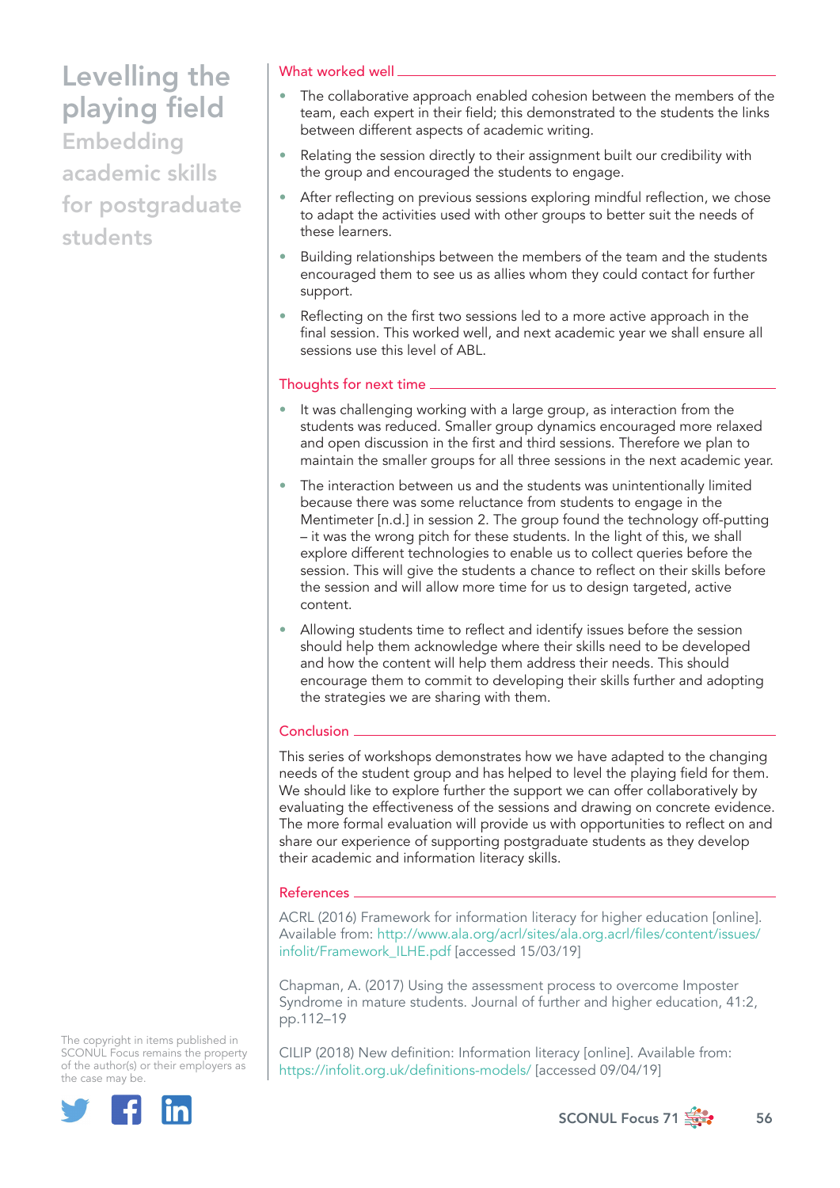## What worked well

- The collaborative approach enabled cohesion between the members of the team, each expert in their field; this demonstrated to the students the links between different aspects of academic writing.
- Relating the session directly to their assignment built our credibility with the group and encouraged the students to engage.
- After reflecting on previous sessions exploring mindful reflection, we chose to adapt the activities used with other groups to better suit the needs of these learners.
- Building relationships between the members of the team and the students encouraged them to see us as allies whom they could contact for further support.
- Reflecting on the first two sessions led to a more active approach in the final session. This worked well, and next academic year we shall ensure all sessions use this level of ABL.

## Thoughts for next time

- It was challenging working with a large group, as interaction from the students was reduced. Smaller group dynamics encouraged more relaxed and open discussion in the first and third sessions. Therefore we plan to maintain the smaller groups for all three sessions in the next academic year.
- The interaction between us and the students was unintentionally limited because there was some reluctance from students to engage in the Mentimeter [n.d.] in session 2. The group found the technology off-putting – it was the wrong pitch for these students. In the light of this, we shall explore different technologies to enable us to collect queries before the session. This will give the students a chance to reflect on their skills before the session and will allow more time for us to design targeted, active content.
- Allowing students time to reflect and identify issues before the session should help them acknowledge where their skills need to be developed and how the content will help them address their needs. This should encourage them to commit to developing their skills further and adopting the strategies we are sharing with them.

## Conclusion

This series of workshops demonstrates how we have adapted to the changing needs of the student group and has helped to level the playing field for them. We should like to explore further the support we can offer collaboratively by evaluating the effectiveness of the sessions and drawing on concrete evidence. The more formal evaluation will provide us with opportunities to reflect on and share our experience of supporting postgraduate students as they develop their academic and information literacy skills.

## References

ACRL (2016) Framework for information literacy for higher education [online]. Available from: http://www.ala.org/acrl/sites/ala.org.acrl/files/content/issues/infolit/Framework_ILHE.pdf [accessed 15/03/19]

Chapman, A. (2017) Using the assessment process to overcome Imposter Syndrome in mature students. Journal of further and higher education, 41:2, pp.112–19

CILIP (2018) New definition: Information literacy [online]. Available from: https://infolit.org.uk/definitions-models/ [accessed 09/04/19]

The copyright in items published in SCONUL Focus remains the property of the author(s) or their employers as the case may be.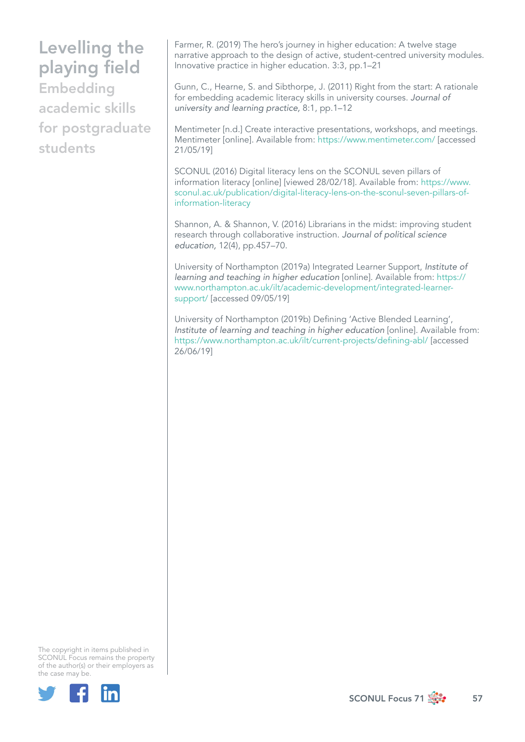Farmer, R. (2019) The hero's journey in higher education: A twelve stage narrative approach to the design of active, student-centred university modules. Innovative practice in higher education. 3:3, pp.1–21

Gunn, C., Hearne, S. and Sibthorpe, J. (2011) Right from the start: A rationale for embedding academic literacy skills in university courses. *Journal of university and learning practice,* 8:1, pp.1–12

Mentimeter [n.d.] Create interactive presentations, workshops, and meetings. Mentimeter [online]. Available from: https://www.mentimeter.com/ [accessed 21/05/19]

SCONUL (2016) Digital literacy lens on the SCONUL seven pillars of information literacy [online] [viewed 28/02/18]. Available from: https://www.sconul.ac.uk/publication/digital-literacy-lens-on-the-sconul-seven-pillars-of-information-literacy

Shannon, A. & Shannon, V. (2016) Librarians in the midst: improving student research through collaborative instruction. *Journal of political science education,* 12(4), pp.457–70.

University of Northampton (2019a) Integrated Learner Support, *Institute of learning and teaching in higher education* [online]. Available from: https://www.northampton.ac.uk/ilt/academic-development/integrated-learner-support/ [accessed 09/05/19]

University of Northampton (2019b) Defining 'Active Blended Learning', *Institute of learning and teaching in higher education* [online]. Available from: https://www.northampton.ac.uk/ilt/current-projects/defining-abl/ [accessed 26/06/19]

The copyright in items published in SCONUL Focus remains the property of the author(s) or their employers as the case may be.